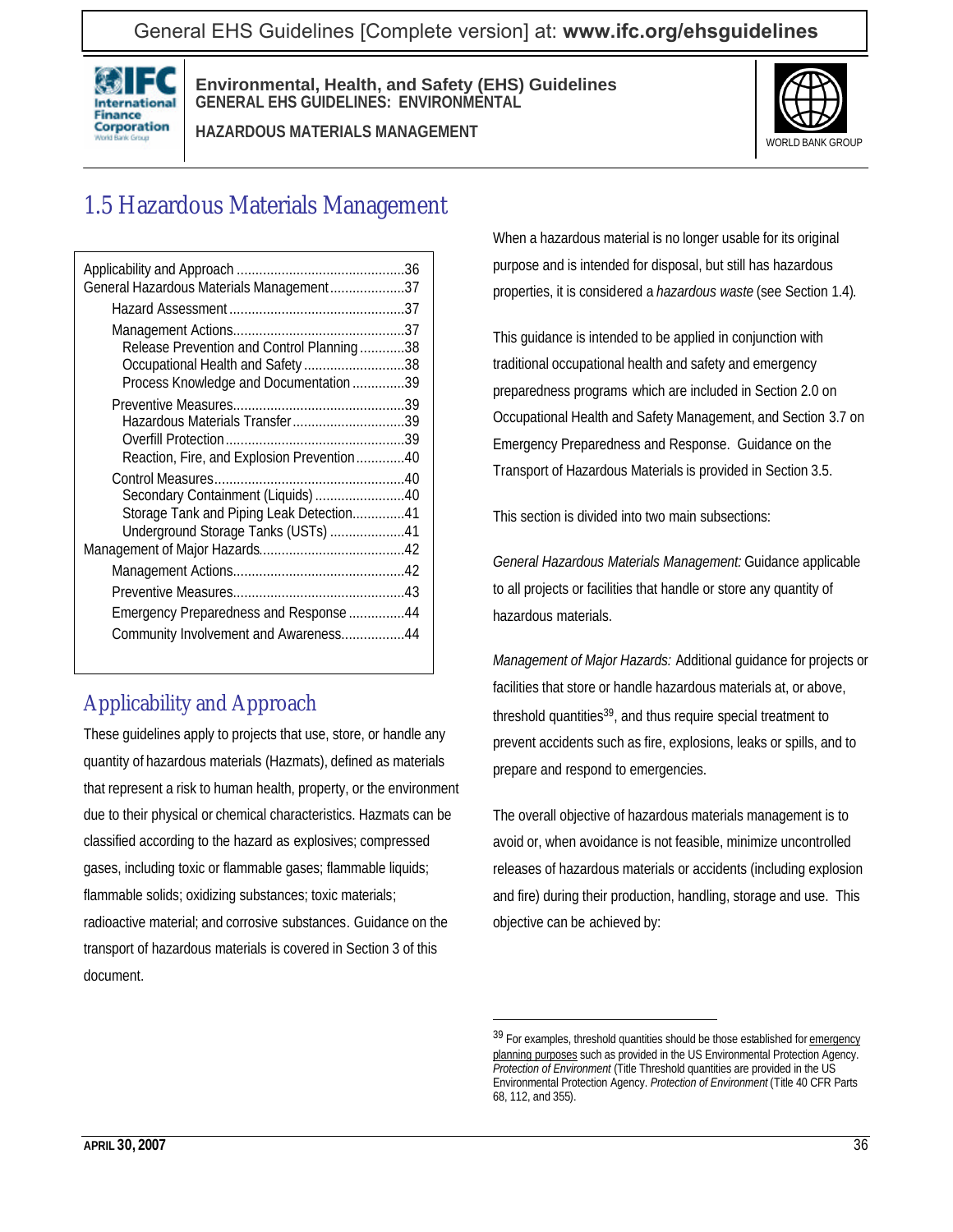# 1.5 Hazardous Materials Management

| | |
|---|---|
| Applicability and Approach | 36 |
| General Hazardous Materials Management | 37 |
| Hazard Assessment | 37 |
| Management Actions | 37 |
| Release Prevention and Control Planning | 38 |
| Occupational Health and Safety | 38 |
| Process Knowledge and Documentation | 39 |
| Preventive Measures | 39 |
| Hazardous Materials Transfer | 39 |
| Overfill Protection | 39 |
| Reaction, Fire, and Explosion Prevention | 40 |
| Control Measures | 40 |
| Secondary Containment (Liquids) | 40 |
| Storage Tank and Piping Leak Detection | 41 |
| Underground Storage Tanks (USTs) | 41 |
| Management of Major Hazards | 42 |
| Management Actions | 42 |
| Preventive Measures | 43 |
| Emergency Preparedness and Response | 44 |
| Community Involvement and Awareness | 44 |

## Applicability and Approach

These guidelines apply to projects that use, store, or handle any quantity of hazardous materials (Hazmats), defined as materials that represent a risk to human health, property, or the environment due to their physical or chemical characteristics. Hazmats can be classified according to the hazard as explosives; compressed gases, including toxic or flammable gases; flammable liquids; flammable solids; oxidizing substances; toxic materials; radioactive material; and corrosive substances. Guidance on the transport of hazardous materials is covered in Section 3 of this document.

When a hazardous material is no longer usable for its original purpose and is intended for disposal, but still has hazardous properties, it is considered a *hazardous waste* (see Section 1.4).

This guidance is intended to be applied in conjunction with traditional occupational health and safety and emergency preparedness programs which are included in Section 2.0 on Occupational Health and Safety Management, and Section 3.7 on Emergency Preparedness and Response. Guidance on the Transport of Hazardous Materials is provided in Section 3.5.

This section is divided into two main subsections:

*General Hazardous Materials Management:* Guidance applicable to all projects or facilities that handle or store any quantity of hazardous materials.

*Management of Major Hazards:* Additional guidance for projects or facilities that store or handle hazardous materials at, or above, threshold quantities[39], and thus require special treatment to prevent accidents such as fire, explosions, leaks or spills, and to prepare and respond to emergencies.

The overall objective of hazardous materials management is to avoid or, when avoidance is not feasible, minimize uncontrolled releases of hazardous materials or accidents (including explosion and fire) during their production, handling, storage and use. This objective can be achieved by:

---

[39] For examples, threshold quantities should be those established for emergency planning purposes such as provided in the US Environmental Protection Agency. *Protection of Environment* (Title Threshold quantities are provided in the US Environmental Protection Agency. *Protection of Environment* (Title 40 CFR Parts 68, 112, and 355).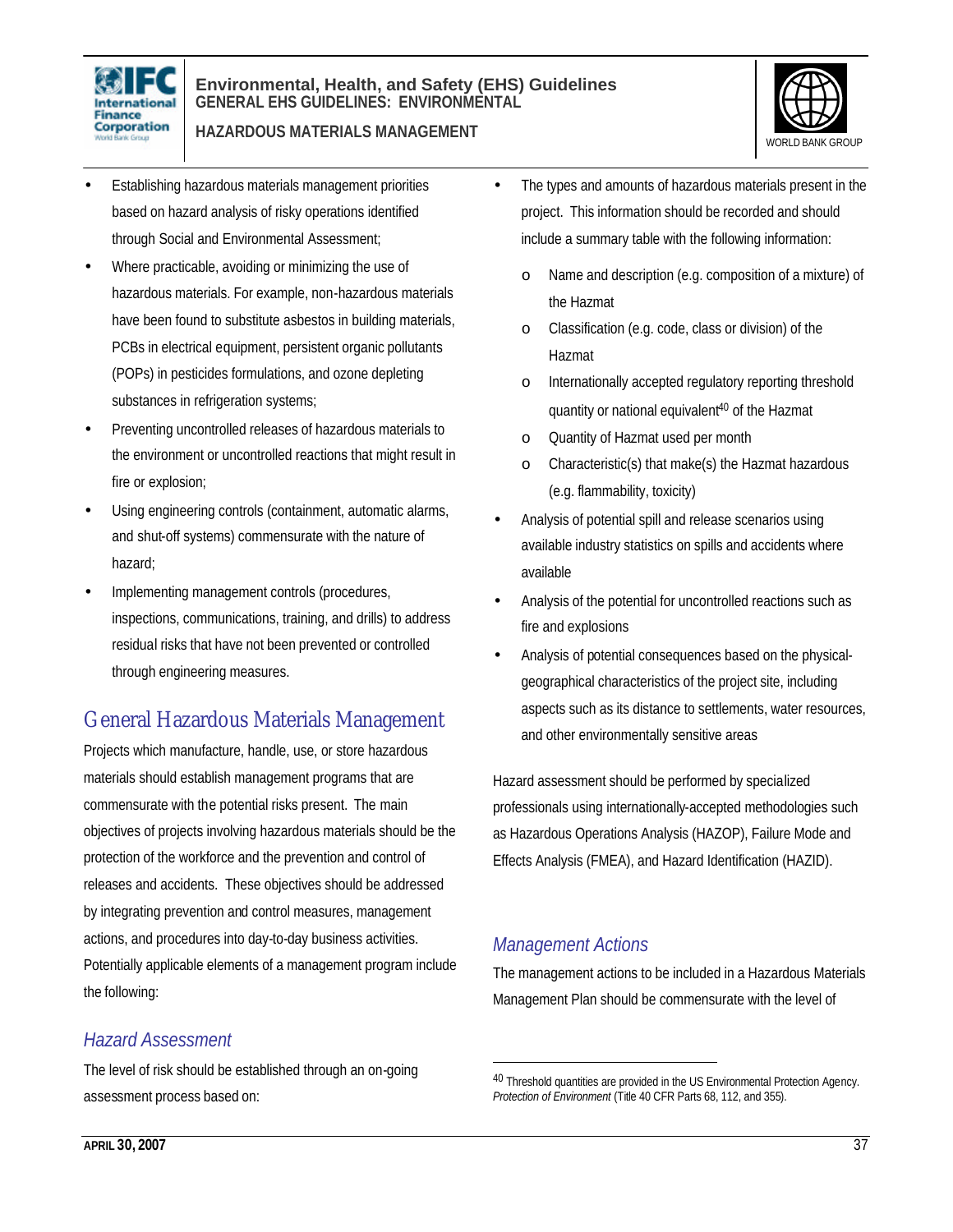- Establishing hazardous materials management priorities based on hazard analysis of risky operations identified through Social and Environmental Assessment;
- Where practicable, avoiding or minimizing the use of hazardous materials. For example, non-hazardous materials have been found to substitute asbestos in building materials, PCBs in electrical equipment, persistent organic pollutants (POPs) in pesticides formulations, and ozone depleting substances in refrigeration systems;
- Preventing uncontrolled releases of hazardous materials to the environment or uncontrolled reactions that might result in fire or explosion;
- Using engineering controls (containment, automatic alarms, and shut-off systems) commensurate with the nature of hazard;
- Implementing management controls (procedures, inspections, communications, training, and drills) to address residual risks that have not been prevented or controlled through engineering measures.

## General Hazardous Materials Management

Projects which manufacture, handle, use, or store hazardous materials should establish management programs that are commensurate with the potential risks present. The main objectives of projects involving hazardous materials should be the protection of the workforce and the prevention and control of releases and accidents. These objectives should be addressed by integrating prevention and control measures, management actions, and procedures into day-to-day business activities. Potentially applicable elements of a management program include the following:

### *Hazard Assessment*

The level of risk should be established through an on-going assessment process based on:

- The types and amounts of hazardous materials present in the project. This information should be recorded and should include a summary table with the following information:
  - Name and description (e.g. composition of a mixture) of the Hazmat
  - Classification (e.g. code, class or division) of the Hazmat
  - Internationally accepted regulatory reporting threshold quantity or national equivalent[40] of the Hazmat
  - Quantity of Hazmat used per month
  - Characteristic(s) that make(s) the Hazmat hazardous (e.g. flammability, toxicity)
- Analysis of potential spill and release scenarios using available industry statistics on spills and accidents where available
- Analysis of the potential for uncontrolled reactions such as fire and explosions
- Analysis of potential consequences based on the physical-geographical characteristics of the project site, including aspects such as its distance to settlements, water resources, and other environmentally sensitive areas

Hazard assessment should be performed by specialized professionals using internationally-accepted methodologies such as Hazardous Operations Analysis (HAZOP), Failure Mode and Effects Analysis (FMEA), and Hazard Identification (HAZID).

### *Management Actions*

The management actions to be included in a Hazardous Materials Management Plan should be commensurate with the level of

[40] Threshold quantities are provided in the US Environmental Protection Agency. *Protection of Environment* (Title 40 CFR Parts 68, 112, and 355).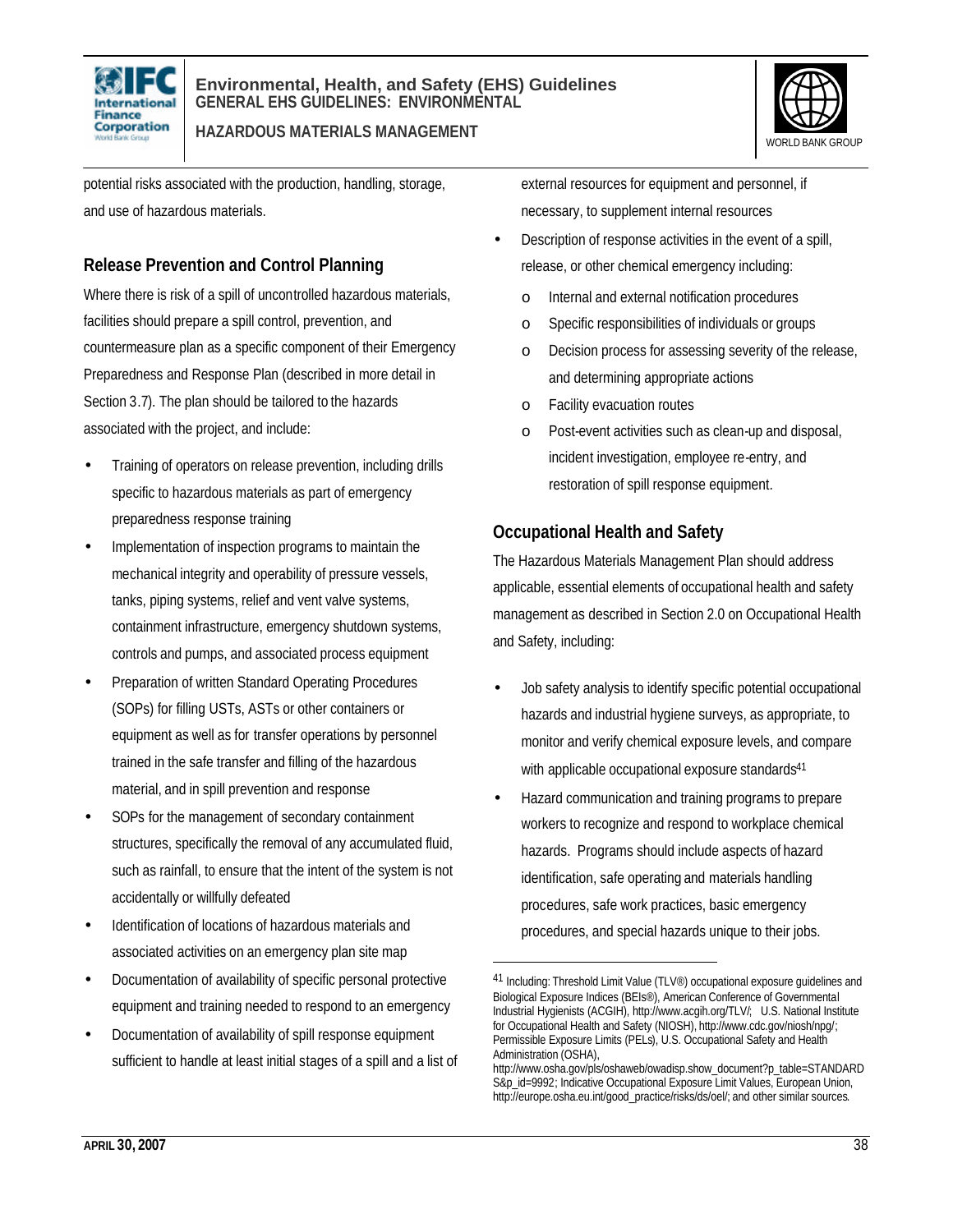potential risks associated with the production, handling, storage, and use of hazardous materials.

## Release Prevention and Control Planning

Where there is risk of a spill of uncontrolled hazardous materials, facilities should prepare a spill control, prevention, and countermeasure plan as a specific component of their Emergency Preparedness and Response Plan (described in more detail in Section 3.7). The plan should be tailored to the hazards associated with the project, and include:

- Training of operators on release prevention, including drills specific to hazardous materials as part of emergency preparedness response training
- Implementation of inspection programs to maintain the mechanical integrity and operability of pressure vessels, tanks, piping systems, relief and vent valve systems, containment infrastructure, emergency shutdown systems, controls and pumps, and associated process equipment
- Preparation of written Standard Operating Procedures (SOPs) for filling USTs, ASTs or other containers or equipment as well as for transfer operations by personnel trained in the safe transfer and filling of the hazardous material, and in spill prevention and response
- SOPs for the management of secondary containment structures, specifically the removal of any accumulated fluid, such as rainfall, to ensure that the intent of the system is not accidentally or willfully defeated
- Identification of locations of hazardous materials and associated activities on an emergency plan site map
- Documentation of availability of specific personal protective equipment and training needed to respond to an emergency
- Documentation of availability of spill response equipment sufficient to handle at least initial stages of a spill and a list of external resources for equipment and personnel, if necessary, to supplement internal resources
- Description of response activities in the event of a spill, release, or other chemical emergency including:
  - Internal and external notification procedures
  - Specific responsibilities of individuals or groups
  - Decision process for assessing severity of the release, and determining appropriate actions
  - Facility evacuation routes
  - Post-event activities such as clean-up and disposal, incident investigation, employee re-entry, and restoration of spill response equipment.

## Occupational Health and Safety

The Hazardous Materials Management Plan should address applicable, essential elements of occupational health and safety management as described in Section 2.0 on Occupational Health and Safety, including:

- Job safety analysis to identify specific potential occupational hazards and industrial hygiene surveys, as appropriate, to monitor and verify chemical exposure levels, and compare with applicable occupational exposure standards[41]
- Hazard communication and training programs to prepare workers to recognize and respond to workplace chemical hazards. Programs should include aspects of hazard identification, safe operating and materials handling procedures, safe work practices, basic emergency procedures, and special hazards unique to their jobs.

---

[41] Including: Threshold Limit Value (TLV®) occupational exposure guidelines and Biological Exposure Indices (BEIs®), American Conference of Governmental Industrial Hygienists (ACGIH), http://www.acgih.org/TLV/; U.S. National Institute for Occupational Health and Safety (NIOSH), http://www.cdc.gov/niosh/npg/; Permissible Exposure Limits (PELs), U.S. Occupational Safety and Health Administration (OSHA), http://www.osha.gov/pls/oshaweb/owadisp.show_document?p_table=STANDARDS&p_id=9992; Indicative Occupational Exposure Limit Values, European Union, http://europe.osha.eu.int/good_practice/risks/ds/oel/; and other similar sources.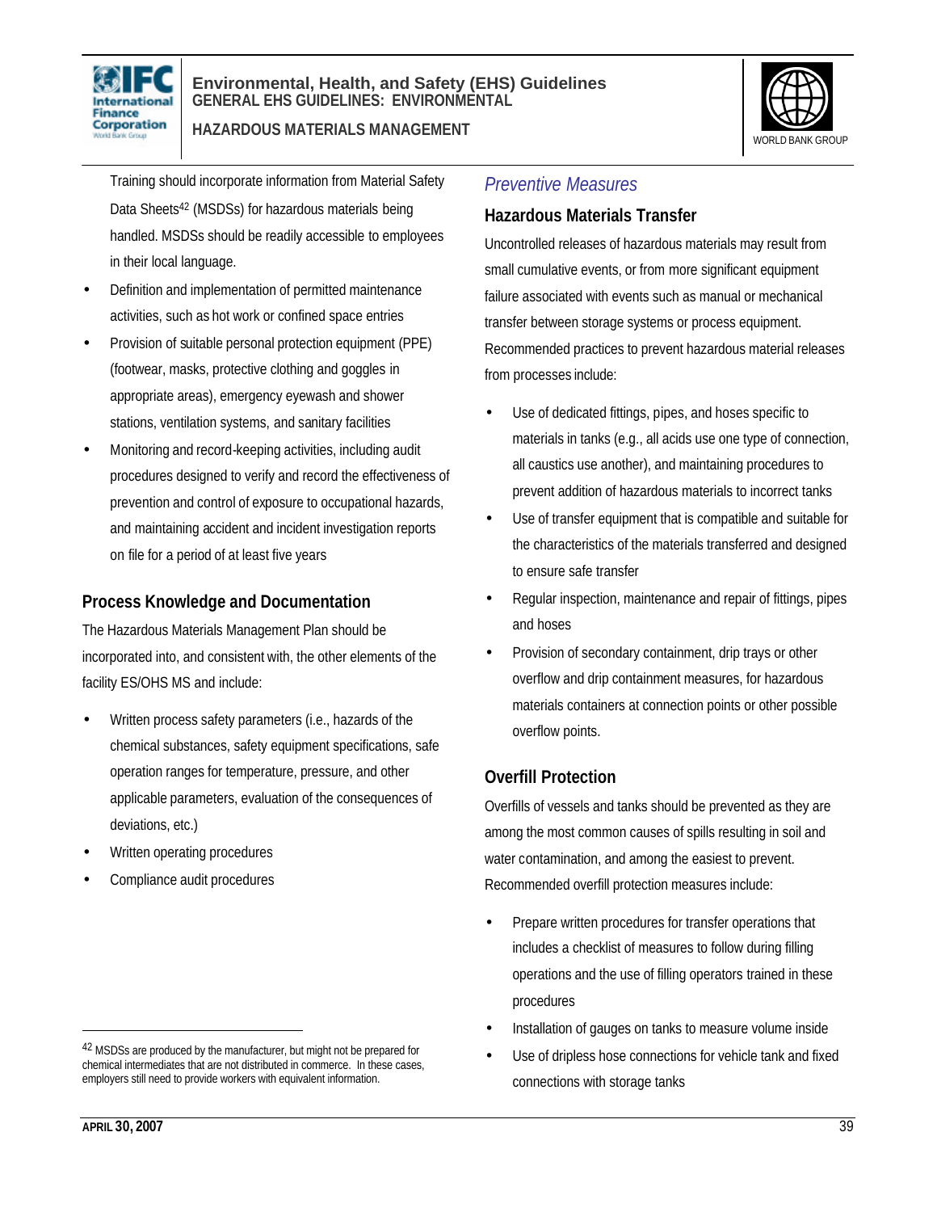Training should incorporate information from Material Safety Data Sheets[42] (MSDSs) for hazardous materials being handled. MSDSs should be readily accessible to employees in their local language.

- Definition and implementation of permitted maintenance activities, such as hot work or confined space entries
- Provision of suitable personal protection equipment (PPE) (footwear, masks, protective clothing and goggles in appropriate areas), emergency eyewash and shower stations, ventilation systems, and sanitary facilities
- Monitoring and record-keeping activities, including audit procedures designed to verify and record the effectiveness of prevention and control of exposure to occupational hazards, and maintaining accident and incident investigation reports on file for a period of at least five years

### Process Knowledge and Documentation

The Hazardous Materials Management Plan should be incorporated into, and consistent with, the other elements of the facility ES/OHS MS and include:

- Written process safety parameters (i.e., hazards of the chemical substances, safety equipment specifications, safe operation ranges for temperature, pressure, and other applicable parameters, evaluation of the consequences of deviations, etc.)
- Written operating procedures
- Compliance audit procedures

[42] MSDSs are produced by the manufacturer, but might not be prepared for chemical intermediates that are not distributed in commerce. In these cases, employers still need to provide workers with equivalent information.

## *Preventive Measures*

### Hazardous Materials Transfer

Uncontrolled releases of hazardous materials may result from small cumulative events, or from more significant equipment failure associated with events such as manual or mechanical transfer between storage systems or process equipment. Recommended practices to prevent hazardous material releases from processes include:

- Use of dedicated fittings, pipes, and hoses specific to materials in tanks (e.g., all acids use one type of connection, all caustics use another), and maintaining procedures to prevent addition of hazardous materials to incorrect tanks
- Use of transfer equipment that is compatible and suitable for the characteristics of the materials transferred and designed to ensure safe transfer
- Regular inspection, maintenance and repair of fittings, pipes and hoses
- Provision of secondary containment, drip trays or other overflow and drip containment measures, for hazardous materials containers at connection points or other possible overflow points.

### Overfill Protection

Overfills of vessels and tanks should be prevented as they are among the most common causes of spills resulting in soil and water contamination, and among the easiest to prevent. Recommended overfill protection measures include:

- Prepare written procedures for transfer operations that includes a checklist of measures to follow during filling operations and the use of filling operators trained in these procedures
- Installation of gauges on tanks to measure volume inside
- Use of dripless hose connections for vehicle tank and fixed connections with storage tanks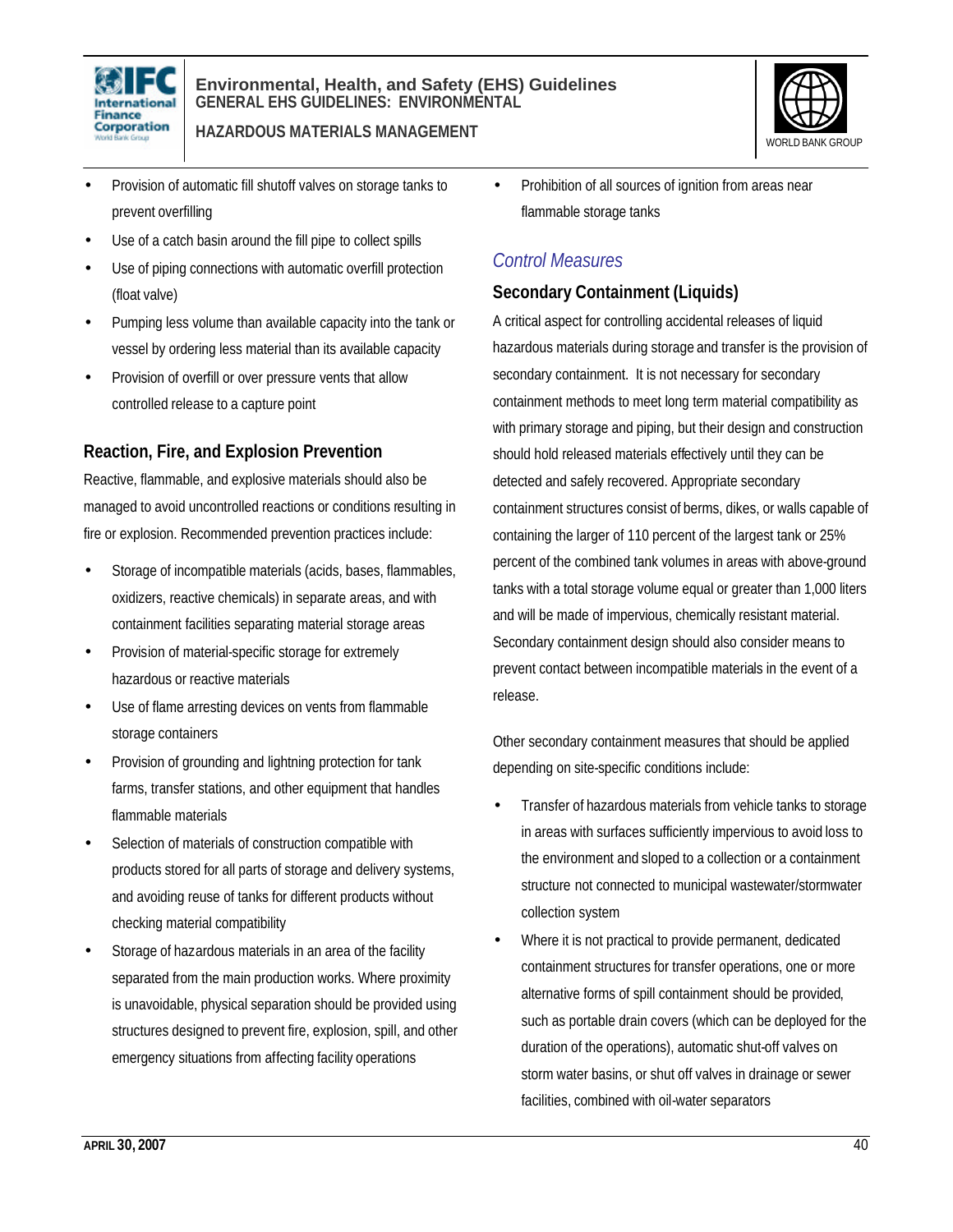- Provision of automatic fill shutoff valves on storage tanks to prevent overfilling
- Use of a catch basin around the fill pipe to collect spills
- Use of piping connections with automatic overfill protection (float valve)
- Pumping less volume than available capacity into the tank or vessel by ordering less material than its available capacity
- Provision of overfill or over pressure vents that allow controlled release to a capture point

### Reaction, Fire, and Explosion Prevention

Reactive, flammable, and explosive materials should also be managed to avoid uncontrolled reactions or conditions resulting in fire or explosion. Recommended prevention practices include:

- Storage of incompatible materials (acids, bases, flammables, oxidizers, reactive chemicals) in separate areas, and with containment facilities separating material storage areas
- Provision of material-specific storage for extremely hazardous or reactive materials
- Use of flame arresting devices on vents from flammable storage containers
- Provision of grounding and lightning protection for tank farms, transfer stations, and other equipment that handles flammable materials
- Selection of materials of construction compatible with products stored for all parts of storage and delivery systems, and avoiding reuse of tanks for different products without checking material compatibility
- Storage of hazardous materials in an area of the facility separated from the main production works. Where proximity is unavoidable, physical separation should be provided using structures designed to prevent fire, explosion, spill, and other emergency situations from affecting facility operations
- Prohibition of all sources of ignition from areas near flammable storage tanks

## *Control Measures*

### Secondary Containment (Liquids)

A critical aspect for controlling accidental releases of liquid hazardous materials during storage and transfer is the provision of secondary containment. It is not necessary for secondary containment methods to meet long term material compatibility as with primary storage and piping, but their design and construction should hold released materials effectively until they can be detected and safely recovered. Appropriate secondary containment structures consist of berms, dikes, or walls capable of containing the larger of 110 percent of the largest tank or 25% percent of the combined tank volumes in areas with above-ground tanks with a total storage volume equal or greater than 1,000 liters and will be made of impervious, chemically resistant material. Secondary containment design should also consider means to prevent contact between incompatible materials in the event of a release.

Other secondary containment measures that should be applied depending on site-specific conditions include:

- Transfer of hazardous materials from vehicle tanks to storage in areas with surfaces sufficiently impervious to avoid loss to the environment and sloped to a collection or a containment structure not connected to municipal wastewater/stormwater collection system
- Where it is not practical to provide permanent, dedicated containment structures for transfer operations, one or more alternative forms of spill containment should be provided, such as portable drain covers (which can be deployed for the duration of the operations), automatic shut-off valves on storm water basins, or shut off valves in drainage or sewer facilities, combined with oil-water separators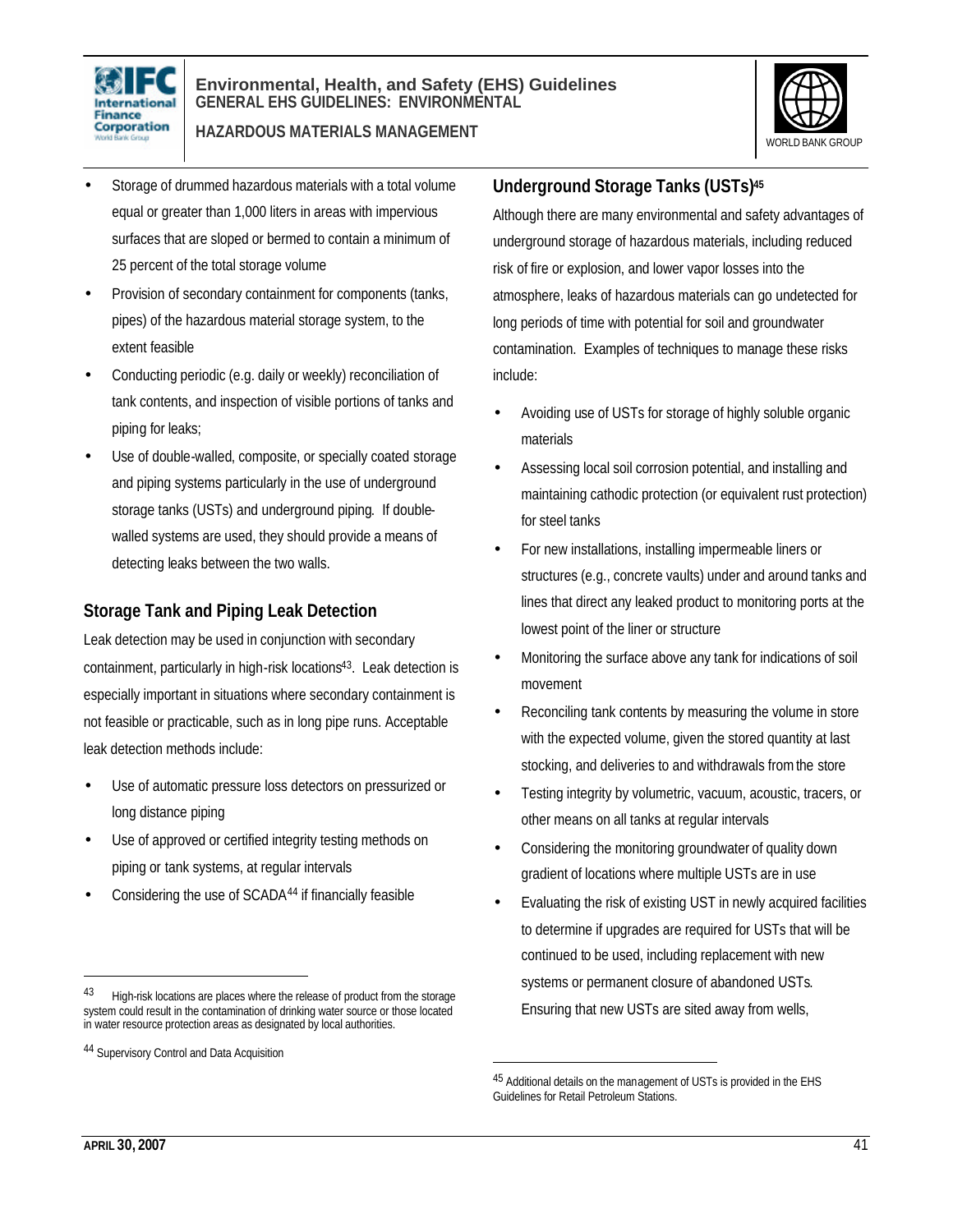- Storage of drummed hazardous materials with a total volume equal or greater than 1,000 liters in areas with impervious surfaces that are sloped or bermed to contain a minimum of 25 percent of the total storage volume
- Provision of secondary containment for components (tanks, pipes) of the hazardous material storage system, to the extent feasible
- Conducting periodic (e.g. daily or weekly) reconciliation of tank contents, and inspection of visible portions of tanks and piping for leaks;
- Use of double-walled, composite, or specially coated storage and piping systems particularly in the use of underground storage tanks (USTs) and underground piping. If double-walled systems are used, they should provide a means of detecting leaks between the two walls.

## Storage Tank and Piping Leak Detection

Leak detection may be used in conjunction with secondary containment, particularly in high-risk locations[43]. Leak detection is especially important in situations where secondary containment is not feasible or practicable, such as in long pipe runs. Acceptable leak detection methods include:

- Use of automatic pressure loss detectors on pressurized or long distance piping
- Use of approved or certified integrity testing methods on piping or tank systems, at regular intervals
- Considering the use of SCADA[44] if financially feasible

## Underground Storage Tanks (USTs)[45]

Although there are many environmental and safety advantages of underground storage of hazardous materials, including reduced risk of fire or explosion, and lower vapor losses into the atmosphere, leaks of hazardous materials can go undetected for long periods of time with potential for soil and groundwater contamination. Examples of techniques to manage these risks include:

- Avoiding use of USTs for storage of highly soluble organic materials
- Assessing local soil corrosion potential, and installing and maintaining cathodic protection (or equivalent rust protection) for steel tanks
- For new installations, installing impermeable liners or structures (e.g., concrete vaults) under and around tanks and lines that direct any leaked product to monitoring ports at the lowest point of the liner or structure
- Monitoring the surface above any tank for indications of soil movement
- Reconciling tank contents by measuring the volume in store with the expected volume, given the stored quantity at last stocking, and deliveries to and withdrawals from the store
- Testing integrity by volumetric, vacuum, acoustic, tracers, or other means on all tanks at regular intervals
- Considering the monitoring groundwater of quality down gradient of locations where multiple USTs are in use
- Evaluating the risk of existing UST in newly acquired facilities to determine if upgrades are required for USTs that will be continued to be used, including replacement with new systems or permanent closure of abandoned USTs. Ensuring that new USTs are sited away from wells,

---

[43] High-risk locations are places where the release of product from the storage system could result in the contamination of drinking water source or those located in water resource protection areas as designated by local authorities.

[44] Supervisory Control and Data Acquisition

[45] Additional details on the management of USTs is provided in the EHS Guidelines for Retail Petroleum Stations.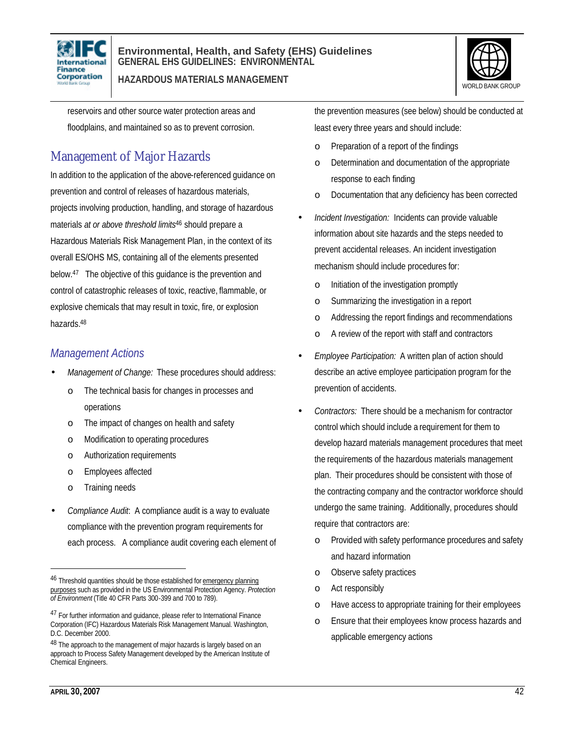reservoirs and other source water protection areas and floodplains, and maintained so as to prevent corrosion.

## Management of Major Hazards

In addition to the application of the above-referenced guidance on prevention and control of releases of hazardous materials, projects involving production, handling, and storage of hazardous materials *at or above threshold limits*[46] should prepare a Hazardous Materials Risk Management Plan, in the context of its overall ES/OHS MS, containing all of the elements presented below.[47] The objective of this guidance is the prevention and control of catastrophic releases of toxic, reactive, flammable, or explosive chemicals that may result in toxic, fire, or explosion hazards.[48]

### *Management Actions*

- *Management of Change:* These procedures should address:
  - The technical basis for changes in processes and operations
  - The impact of changes on health and safety
  - Modification to operating procedures
  - Authorization requirements
  - Employees affected
  - Training needs
- *Compliance Audit*: A compliance audit is a way to evaluate compliance with the prevention program requirements for each process. A compliance audit covering each element of the prevention measures (see below) should be conducted at least every three years and should include:
  - Preparation of a report of the findings
  - Determination and documentation of the appropriate response to each finding
  - Documentation that any deficiency has been corrected
- *Incident Investigation:* Incidents can provide valuable information about site hazards and the steps needed to prevent accidental releases. An incident investigation mechanism should include procedures for:
  - Initiation of the investigation promptly
  - Summarizing the investigation in a report
  - Addressing the report findings and recommendations
  - A review of the report with staff and contractors
- *Employee Participation:* A written plan of action should describe an active employee participation program for the prevention of accidents.
- *Contractors:* There should be a mechanism for contractor control which should include a requirement for them to develop hazard materials management procedures that meet the requirements of the hazardous materials management plan. Their procedures should be consistent with those of the contracting company and the contractor workforce should undergo the same training. Additionally, procedures should require that contractors are:
  - Provided with safety performance procedures and safety and hazard information
  - Observe safety practices
  - Act responsibly
  - Have access to appropriate training for their employees
  - Ensure that their employees know process hazards and applicable emergency actions

---

[46] Threshold quantities should be those established for emergency planning purposes such as provided in the US Environmental Protection Agency. *Protection of Environment* (Title 40 CFR Parts 300-399 and 700 to 789).

[47] For further information and guidance, please refer to International Finance Corporation (IFC) Hazardous Materials Risk Management Manual. Washington, D.C. December 2000.

[48] The approach to the management of major hazards is largely based on an approach to Process Safety Management developed by the American Institute of Chemical Engineers.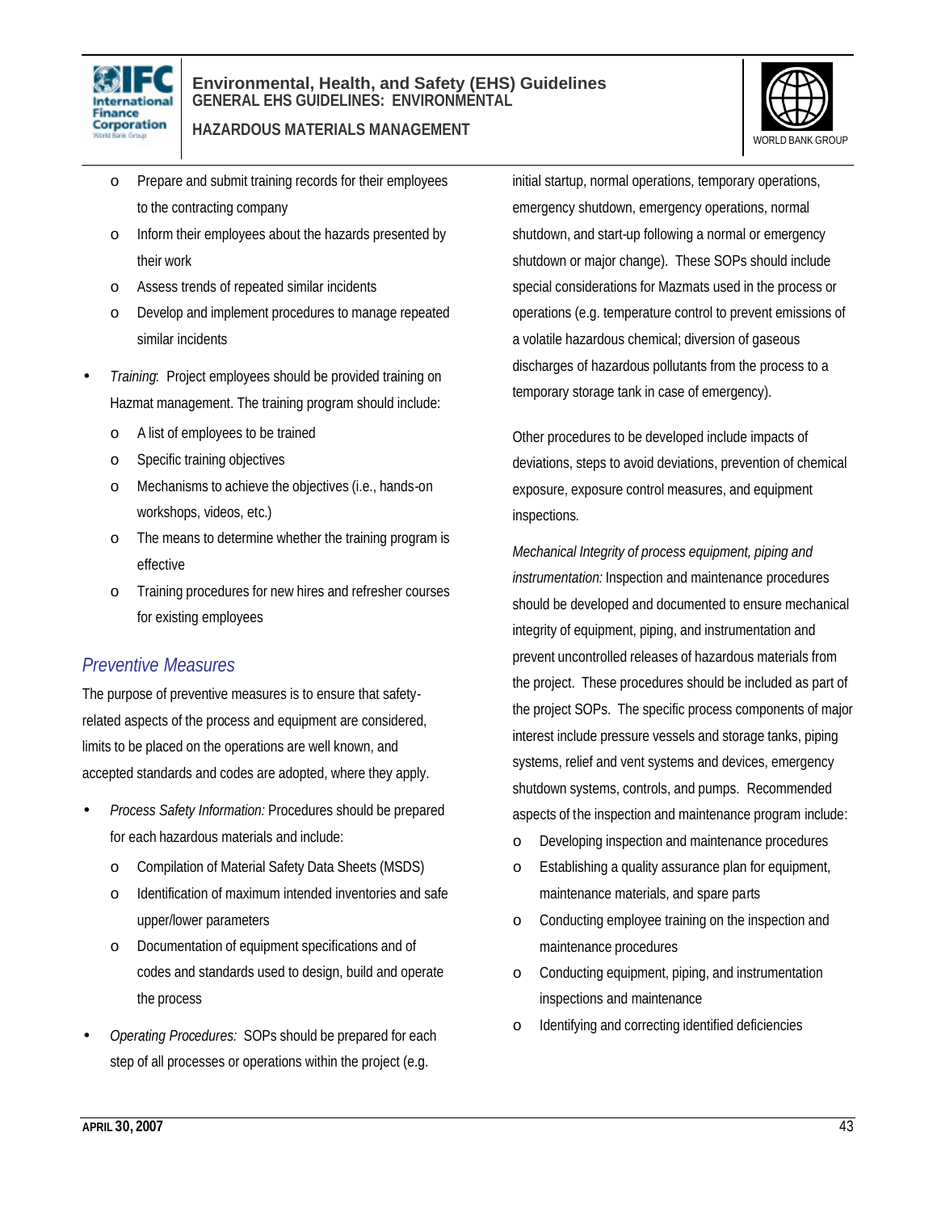- Prepare and submit training records for their employees to the contracting company
    - Inform their employees about the hazards presented by their work
    - Assess trends of repeated similar incidents
    - Develop and implement procedures to manage repeated similar incidents

- *Training*: Project employees should be provided training on Hazmat management. The training program should include:
    - A list of employees to be trained
    - Specific training objectives
    - Mechanisms to achieve the objectives (i.e., hands-on workshops, videos, etc.)
    - The means to determine whether the training program is effective
    - Training procedures for new hires and refresher courses for existing employees

## Preventive Measures

The purpose of preventive measures is to ensure that safety-related aspects of the process and equipment are considered, limits to be placed on the operations are well known, and accepted standards and codes are adopted, where they apply.

- *Process Safety Information:* Procedures should be prepared for each hazardous materials and include:
    - Compilation of Material Safety Data Sheets (MSDS)
    - Identification of maximum intended inventories and safe upper/lower parameters
    - Documentation of equipment specifications and of codes and standards used to design, build and operate the process

- *Operating Procedures:* SOPs should be prepared for each step of all processes or operations within the project (e.g. initial startup, normal operations, temporary operations, emergency shutdown, emergency operations, normal shutdown, and start-up following a normal or emergency shutdown or major change). These SOPs should include special considerations for Mazmats used in the process or operations (e.g. temperature control to prevent emissions of a volatile hazardous chemical; diversion of gaseous discharges of hazardous pollutants from the process to a temporary storage tank in case of emergency).

Other procedures to be developed include impacts of deviations, steps to avoid deviations, prevention of chemical exposure, exposure control measures, and equipment inspections.

*Mechanical Integrity of process equipment, piping and instrumentation:* Inspection and maintenance procedures should be developed and documented to ensure mechanical integrity of equipment, piping, and instrumentation and prevent uncontrolled releases of hazardous materials from the project. These procedures should be included as part of the project SOPs. The specific process components of major interest include pressure vessels and storage tanks, piping systems, relief and vent systems and devices, emergency shutdown systems, controls, and pumps. Recommended aspects of the inspection and maintenance program include:

- Developing inspection and maintenance procedures
- Establishing a quality assurance plan for equipment, maintenance materials, and spare parts
- Conducting employee training on the inspection and maintenance procedures
- Conducting equipment, piping, and instrumentation inspections and maintenance
- Identifying and correcting identified deficiencies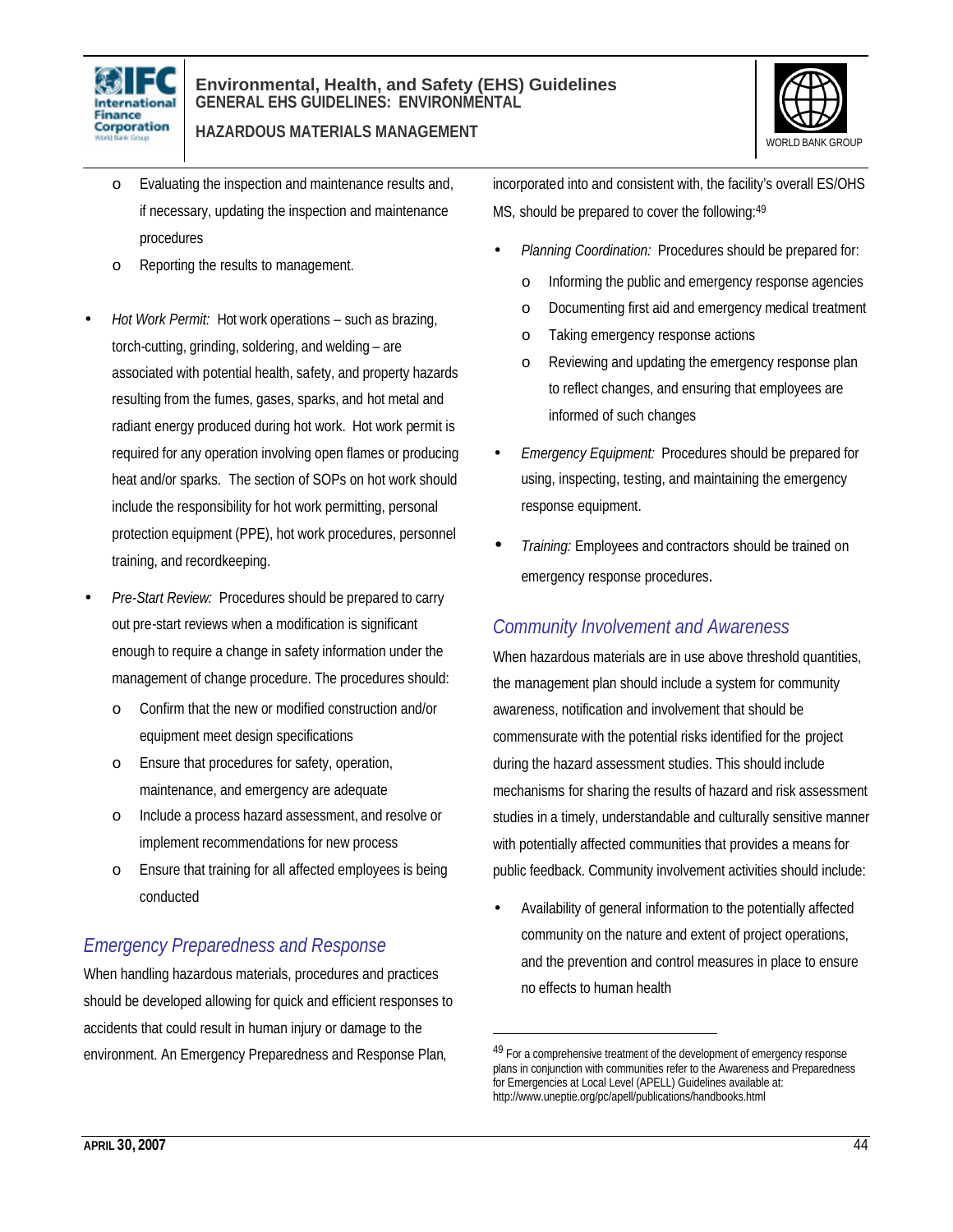- Evaluating the inspection and maintenance results and, if necessary, updating the inspection and maintenance procedures
- Reporting the results to management.

- *Hot Work Permit:* Hot work operations – such as brazing, torch-cutting, grinding, soldering, and welding – are associated with potential health, safety, and property hazards resulting from the fumes, gases, sparks, and hot metal and radiant energy produced during hot work. Hot work permit is required for any operation involving open flames or producing heat and/or sparks. The section of SOPs on hot work should include the responsibility for hot work permitting, personal protection equipment (PPE), hot work procedures, personnel training, and recordkeeping.

- *Pre-Start Review:* Procedures should be prepared to carry out pre-start reviews when a modification is significant enough to require a change in safety information under the management of change procedure. The procedures should:
    - Confirm that the new or modified construction and/or equipment meet design specifications
    - Ensure that procedures for safety, operation, maintenance, and emergency are adequate
    - Include a process hazard assessment, and resolve or implement recommendations for new process
    - Ensure that training for all affected employees is being conducted

## Emergency Preparedness and Response

When handling hazardous materials, procedures and practices should be developed allowing for quick and efficient responses to accidents that could result in human injury or damage to the environment. An Emergency Preparedness and Response Plan, incorporated into and consistent with, the facility's overall ES/OHS MS, should be prepared to cover the following:[49]

- *Planning Coordination:* Procedures should be prepared for:
    - Informing the public and emergency response agencies
    - Documenting first aid and emergency medical treatment
    - Taking emergency response actions
    - Reviewing and updating the emergency response plan to reflect changes, and ensuring that employees are informed of such changes

- *Emergency Equipment:* Procedures should be prepared for using, inspecting, testing, and maintaining the emergency response equipment.

- *Training:* Employees and contractors should be trained on emergency response procedures.

## Community Involvement and Awareness

When hazardous materials are in use above threshold quantities, the management plan should include a system for community awareness, notification and involvement that should be commensurate with the potential risks identified for the project during the hazard assessment studies. This should include mechanisms for sharing the results of hazard and risk assessment studies in a timely, understandable and culturally sensitive manner with potentially affected communities that provides a means for public feedback. Community involvement activities should include:

- Availability of general information to the potentially affected community on the nature and extent of project operations, and the prevention and control measures in place to ensure no effects to human health

---

[49] For a comprehensive treatment of the development of emergency response plans in conjunction with communities refer to the Awareness and Preparedness for Emergencies at Local Level (APELL) Guidelines available at: http://www.uneptie.org/pc/apell/publications/handbooks.html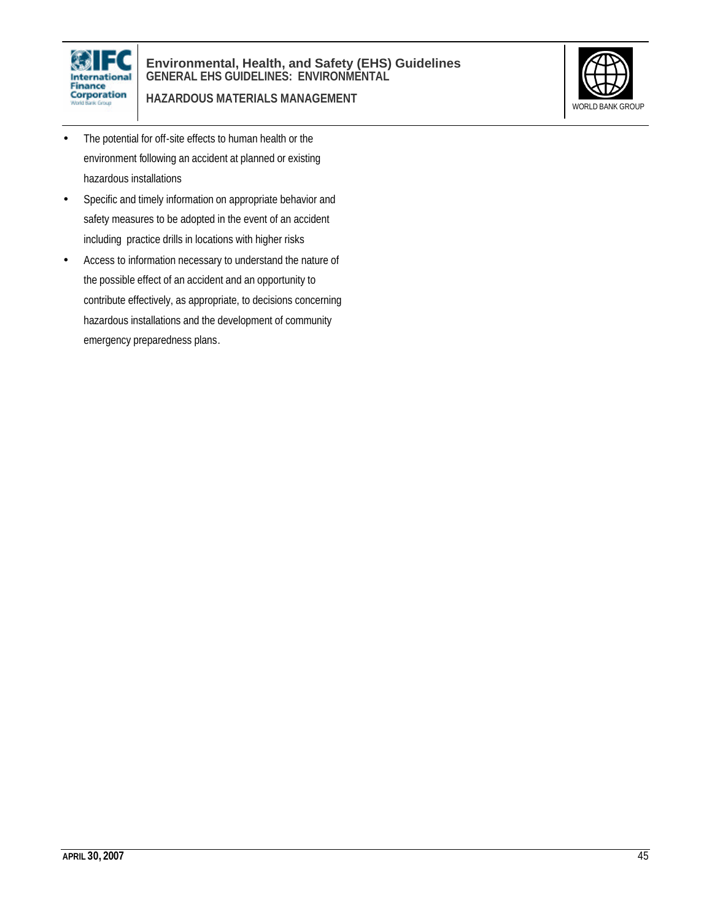- The potential for off-site effects to human health or the environment following an accident at planned or existing hazardous installations
- Specific and timely information on appropriate behavior and safety measures to be adopted in the event of an accident including practice drills in locations with higher risks
- Access to information necessary to understand the nature of the possible effect of an accident and an opportunity to contribute effectively, as appropriate, to decisions concerning hazardous installations and the development of community emergency preparedness plans.